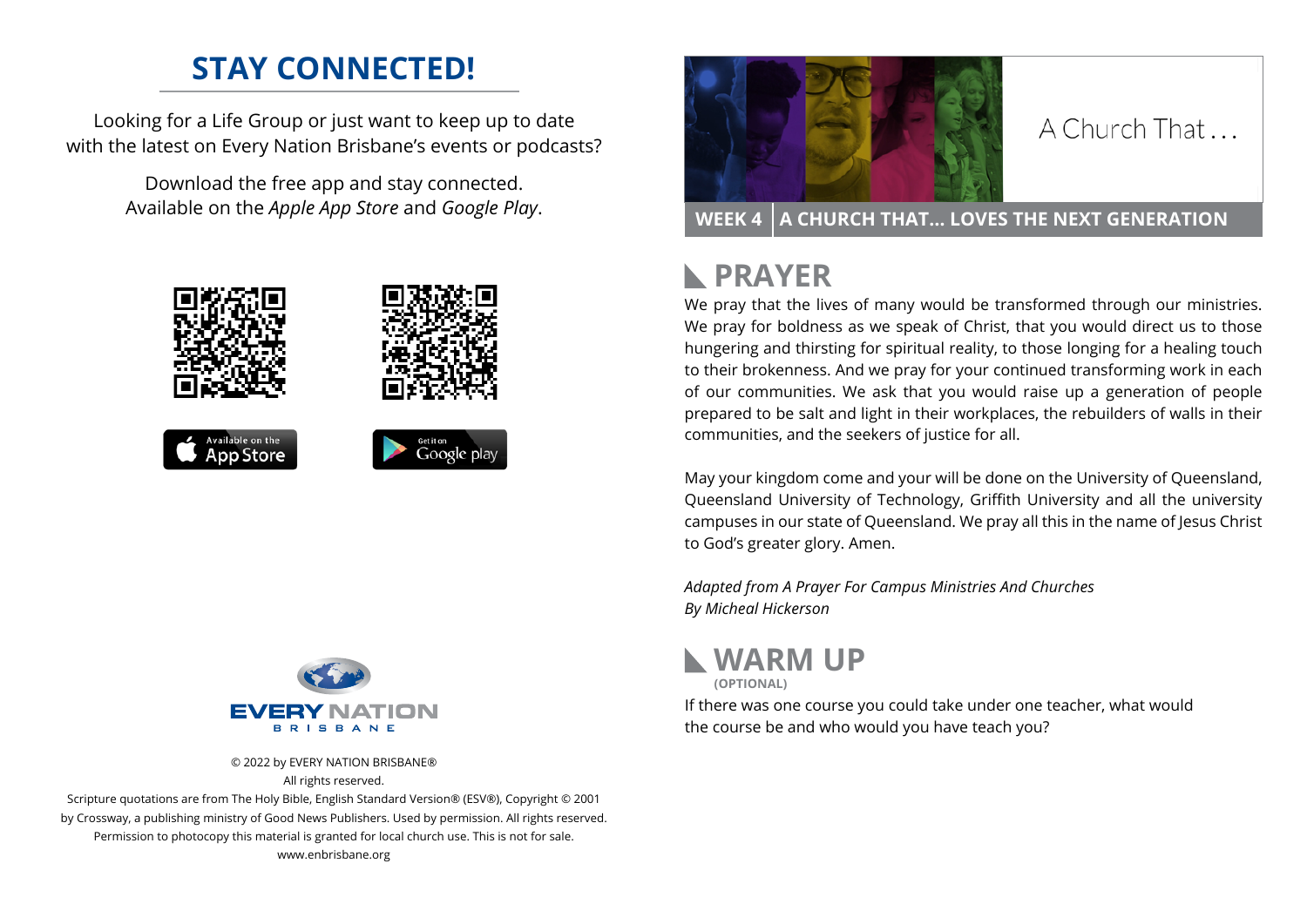## STAY CONNECTED!

Looking for a Life Group or just want to keep up to date with the latest on Every Nation Brisbane's events or podcasts?

Download the free app and stay connected. Available on the *Apple App Store* and *Google Play*.

Available on the App Store

Get it on Google play

EVERY NATION
BRISBANE

© 2022 by EVERY NATION BRISBANE®
All rights reserved.
Scripture quotations are from The Holy Bible, English Standard Version® (ESV®), Copyright © 2001 by Crossway, a publishing ministry of Good News Publishers. Used by permission. All rights reserved.
Permission to photocopy this material is granted for local church use. This is not for sale.
www.enbrisbane.org

A Church That...

**WEEK 4 | A CHURCH THAT... LOVES THE NEXT GENERATION**

## PRAYER

We pray that the lives of many would be transformed through our ministries. We pray for boldness as we speak of Christ, that you would direct us to those hungering and thirsting for spiritual reality, to those longing for a healing touch to their brokenness. And we pray for your continued transforming work in each of our communities. We ask that you would raise up a generation of people prepared to be salt and light in their workplaces, the rebuilders of walls in their communities, and the seekers of justice for all.

May your kingdom come and your will be done on the University of Queensland, Queensland University of Technology, Griffith University and all the university campuses in our state of Queensland. We pray all this in the name of Jesus Christ to God's greater glory. Amen.

*Adapted from A Prayer For Campus Ministries And Churches*
*By Micheal Hickerson*

## WARM UP
**(OPTIONAL)**

If there was one course you could take under one teacher, what would the course be and who would you have teach you?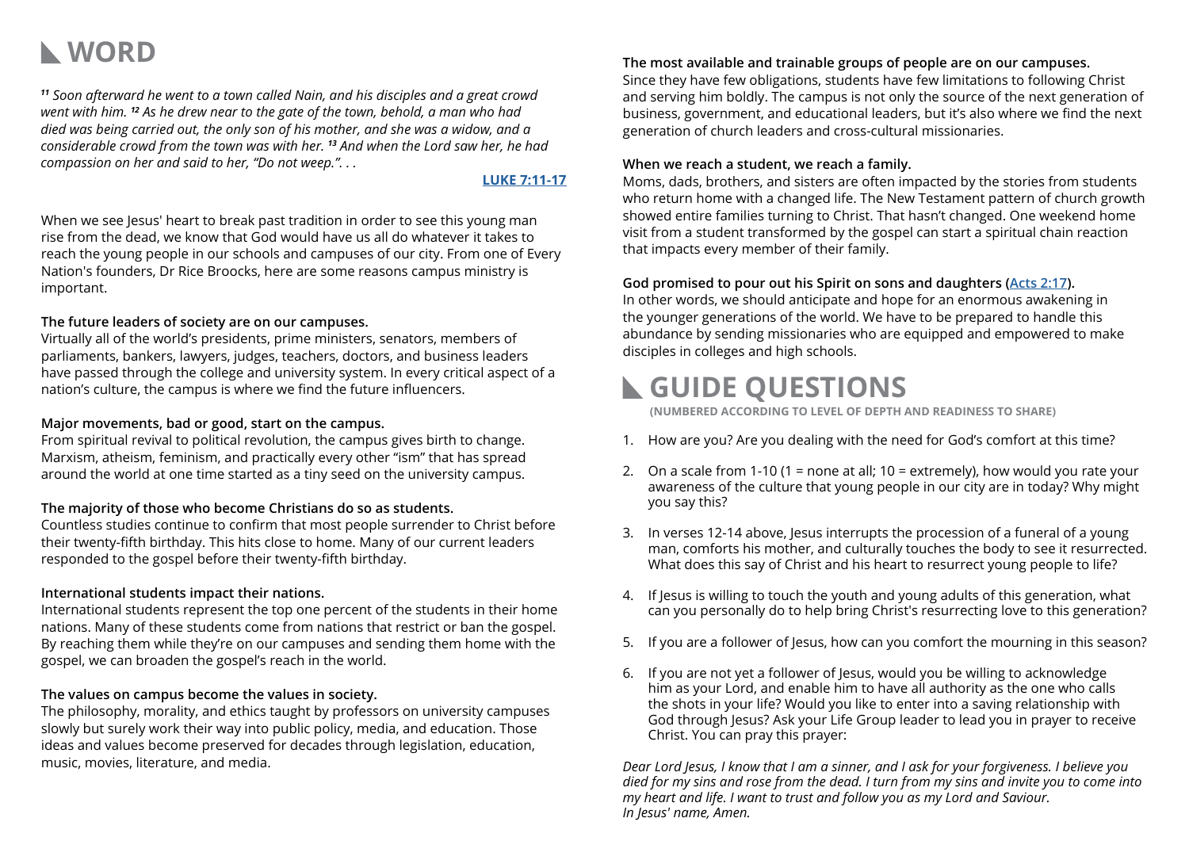## WORD

*[11] Soon afterward he went to a town called Nain, and his disciples and a great crowd went with him. [12] As he drew near to the gate of the town, behold, a man who had died was being carried out, the only son of his mother, and she was a widow, and a considerable crowd from the town was with her. [13] And when the Lord saw her, he had compassion on her and said to her, "Do not weep.". . .*

**LUKE 7:11-17**

When we see Jesus' heart to break past tradition in order to see this young man rise from the dead, we know that God would have us all do whatever it takes to reach the young people in our schools and campuses of our city. From one of Every Nation's founders, Dr Rice Broocks, here are some reasons campus ministry is important.

**The future leaders of society are on our campuses.**
Virtually all of the world's presidents, prime ministers, senators, members of parliaments, bankers, lawyers, judges, teachers, doctors, and business leaders have passed through the college and university system. In every critical aspect of a nation's culture, the campus is where we find the future influencers.

**Major movements, bad or good, start on the campus.**
From spiritual revival to political revolution, the campus gives birth to change. Marxism, atheism, feminism, and practically every other "ism" that has spread around the world at one time started as a tiny seed on the university campus.

**The majority of those who become Christians do so as students.**
Countless studies continue to confirm that most people surrender to Christ before their twenty-fifth birthday. This hits close to home. Many of our current leaders responded to the gospel before their twenty-fifth birthday.

**International students impact their nations.**
International students represent the top one percent of the students in their home nations. Many of these students come from nations that restrict or ban the gospel. By reaching them while they're on our campuses and sending them home with the gospel, we can broaden the gospel's reach in the world.

**The values on campus become the values in society.**
The philosophy, morality, and ethics taught by professors on university campuses slowly but surely work their way into public policy, media, and education. Those ideas and values become preserved for decades through legislation, education, music, movies, literature, and media.

**The most available and trainable groups of people are on our campuses.**
Since they have few obligations, students have few limitations to following Christ and serving him boldly. The campus is not only the source of the next generation of business, government, and educational leaders, but it's also where we find the next generation of church leaders and cross-cultural missionaries.

**When we reach a student, we reach a family.**
Moms, dads, brothers, and sisters are often impacted by the stories from students who return home with a changed life. The New Testament pattern of church growth showed entire families turning to Christ. That hasn't changed. One weekend home visit from a student transformed by the gospel can start a spiritual chain reaction that impacts every member of their family.

**God promised to pour out his Spirit on sons and daughters (Acts 2:17).**
In other words, we should anticipate and hope for an enormous awakening in the younger generations of the world. We have to be prepared to handle this abundance by sending missionaries who are equipped and empowered to make disciples in colleges and high schools.

## GUIDE QUESTIONS

**(NUMBERED ACCORDING TO LEVEL OF DEPTH AND READINESS TO SHARE)**

1. How are you? Are you dealing with the need for God's comfort at this time?
2. On a scale from 1-10 (1 = none at all; 10 = extremely), how would you rate your awareness of the culture that young people in our city are in today? Why might you say this?
3. In verses 12-14 above, Jesus interrupts the procession of a funeral of a young man, comforts his mother, and culturally touches the body to see it resurrected. What does this say of Christ and his heart to resurrect young people to life?
4. If Jesus is willing to touch the youth and young adults of this generation, what can you personally do to help bring Christ's resurrecting love to this generation?
5. If you are a follower of Jesus, how can you comfort the mourning in this season?
6. If you are not yet a follower of Jesus, would you be willing to acknowledge him as your Lord, and enable him to have all authority as the one who calls the shots in your life? Would you like to enter into a saving relationship with God through Jesus? Ask your Life Group leader to lead you in prayer to receive Christ. You can pray this prayer:

*Dear Lord Jesus, I know that I am a sinner, and I ask for your forgiveness. I believe you died for my sins and rose from the dead. I turn from my sins and invite you to come into my heart and life. I want to trust and follow you as my Lord and Saviour.*
*In Jesus' name, Amen.*